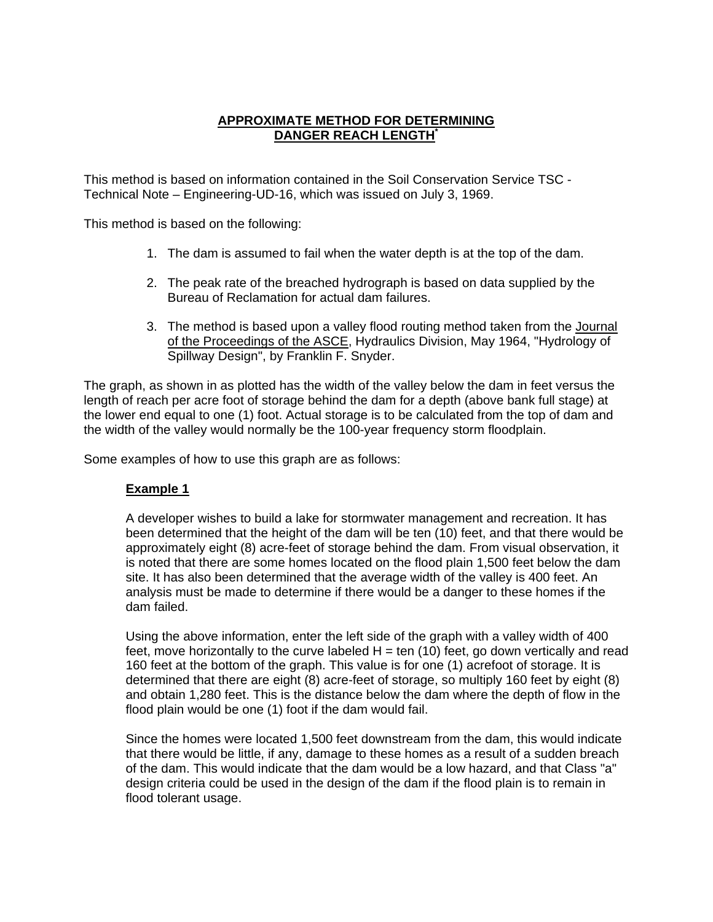# APPROXIMATE METHOD FOR DETERMINING DANGER REACH LENGTH*

This method is based on information contained in the Soil Conservation Service TSC - Technical Note – Engineering-UD-16, which was issued on July 3, 1969.

This method is based on the following:

1. The dam is assumed to fail when the water depth is at the top of the dam.

2. The peak rate of the breached hydrograph is based on data supplied by the Bureau of Reclamation for actual dam failures.

3. The method is based upon a valley flood routing method taken from the Journal of the Proceedings of the ASCE, Hydraulics Division, May 1964, "Hydrology of Spillway Design", by Franklin F. Snyder.

The graph, as shown in as plotted has the width of the valley below the dam in feet versus the length of reach per acre foot of storage behind the dam for a depth (above bank full stage) at the lower end equal to one (1) foot. Actual storage is to be calculated from the top of dam and the width of the valley would normally be the 100-year frequency storm floodplain.

Some examples of how to use this graph are as follows:

**Example 1**

A developer wishes to build a lake for stormwater management and recreation. It has been determined that the height of the dam will be ten (10) feet, and that there would be approximately eight (8) acre-feet of storage behind the dam. From visual observation, it is noted that there are some homes located on the flood plain 1,500 feet below the dam site. It has also been determined that the average width of the valley is 400 feet. An analysis must be made to determine if there would be a danger to these homes if the dam failed.

Using the above information, enter the left side of the graph with a valley width of 400 feet, move horizontally to the curve labeled H = ten (10) feet, go down vertically and read 160 feet at the bottom of the graph. This value is for one (1) acrefoot of storage. It is determined that there are eight (8) acre-feet of storage, so multiply 160 feet by eight (8) and obtain 1,280 feet. This is the distance below the dam where the depth of flow in the flood plain would be one (1) foot if the dam would fail.

Since the homes were located 1,500 feet downstream from the dam, this would indicate that there would be little, if any, damage to these homes as a result of a sudden breach of the dam. This would indicate that the dam would be a low hazard, and that Class "a" design criteria could be used in the design of the dam if the flood plain is to remain in flood tolerant usage.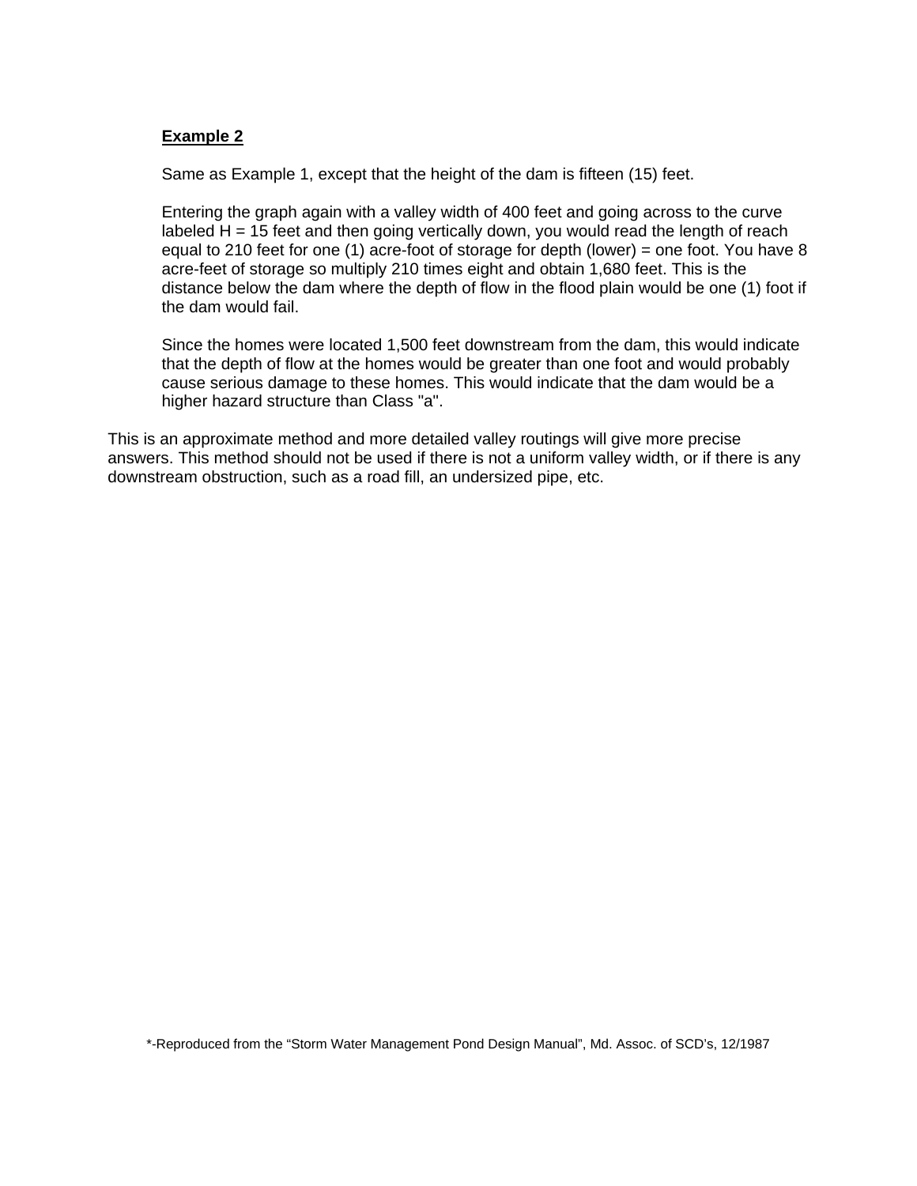**Example 2**

Same as Example 1, except that the height of the dam is fifteen (15) feet.

Entering the graph again with a valley width of 400 feet and going across to the curve labeled H = 15 feet and then going vertically down, you would read the length of reach equal to 210 feet for one (1) acre-foot of storage for depth (lower) = one foot. You have 8 acre-feet of storage so multiply 210 times eight and obtain 1,680 feet. This is the distance below the dam where the depth of flow in the flood plain would be one (1) foot if the dam would fail.

Since the homes were located 1,500 feet downstream from the dam, this would indicate that the depth of flow at the homes would be greater than one foot and would probably cause serious damage to these homes. This would indicate that the dam would be a higher hazard structure than Class "a".

This is an approximate method and more detailed valley routings will give more precise answers. This method should not be used if there is not a uniform valley width, or if there is any downstream obstruction, such as a road fill, an undersized pipe, etc.

*-Reproduced from the "Storm Water Management Pond Design Manual", Md. Assoc. of SCD's, 12/1987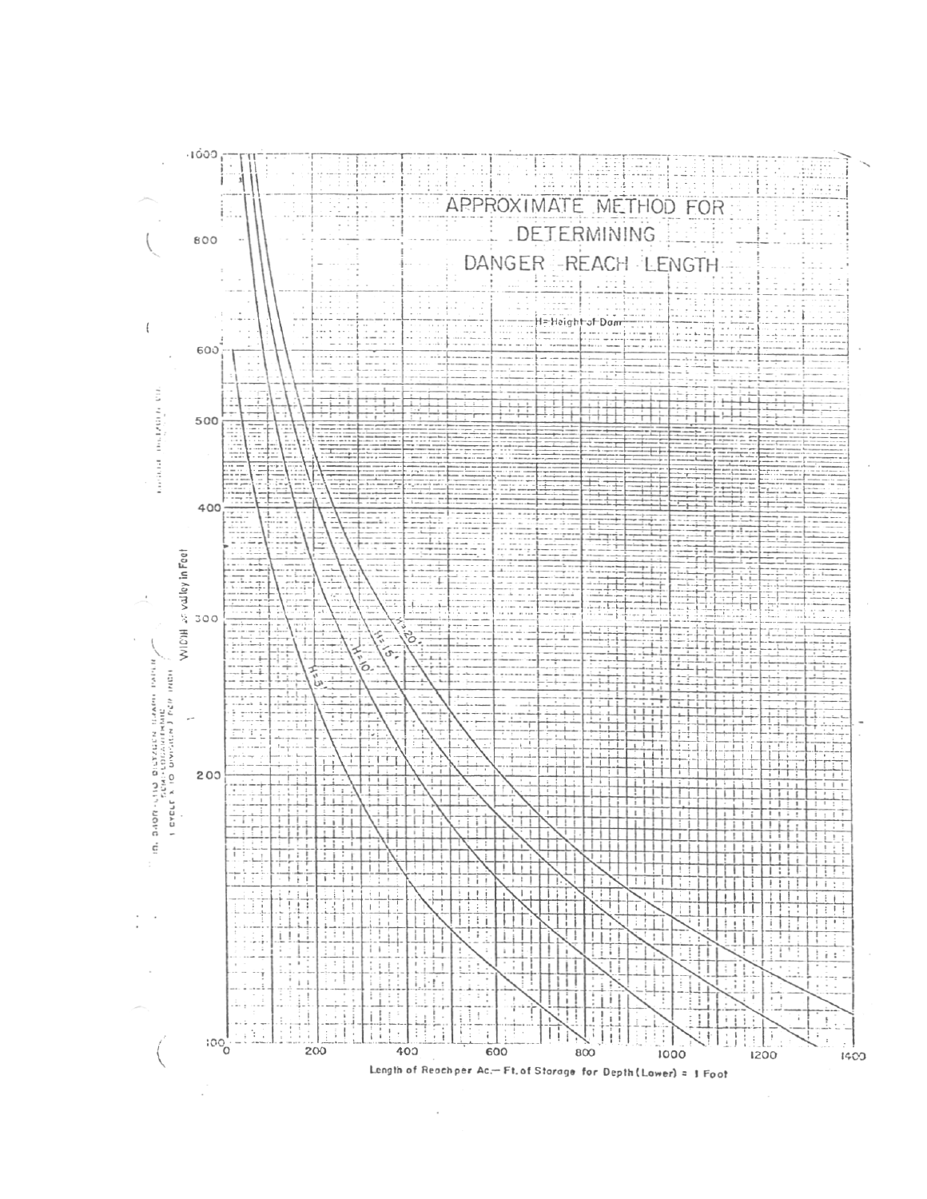APPROXIMATE METHOD FOR DETERMINING DANGER REACH LENGTH

H= Height of Dam

H=5'

H=10'

H=15'

H=20'

WIDTH of valley in Feet

1000
800
600
500
400
300
200
100

0
200
400
600
800
1000
1200
1400

Length of Reach per Ac.– Ft. of Storage for Depth (Lower) = 1 Foot